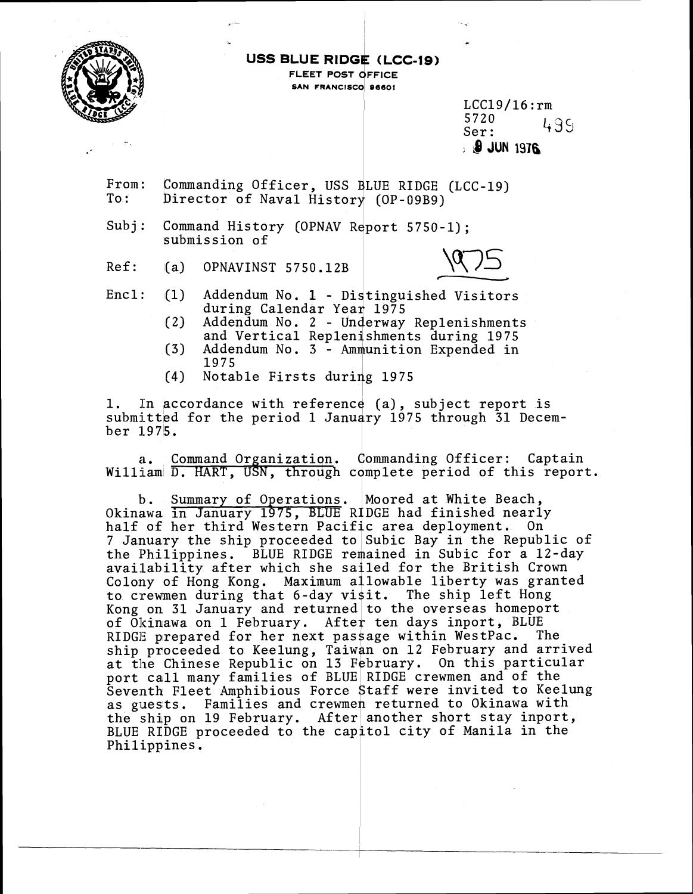**USS BLUE RIDGE (LCC-19)**
FLEET POST OFFICE
SAN FRANCISCO 96601

LCC19/16:rm
5720
Ser: 499
9 JUN 1976

From: Commanding Officer, USS BLUE RIDGE (LCC-19)
To: Director of Naval History (OP-09B9)

Subj: Command History (OPNAV Report 5750-1); submission of

Ref: (a) OPNAVINST 5750.12B

1975

Encl: (1) Addendum No. 1 - Distinguished Visitors during Calendar Year 1975
(2) Addendum No. 2 - Underway Replenishments and Vertical Replenishments during 1975
(3) Addendum No. 3 - Ammunition Expended in 1975
(4) Notable Firsts during 1975

1. In accordance with reference (a), subject report is submitted for the period 1 January 1975 through 31 December 1975.

a. Command Organization. Commanding Officer: Captain William D. HART, USN, through complete period of this report.

b. Summary of Operations. Moored at White Beach, Okinawa in January 1975, BLUE RIDGE had finished nearly half of her third Western Pacific area deployment. On 7 January the ship proceeded to Subic Bay in the Republic of the Philippines. BLUE RIDGE remained in Subic for a 12-day availability after which she sailed for the British Crown Colony of Hong Kong. Maximum allowable liberty was granted to crewmen during that 6-day visit. The ship left Hong Kong on 31 January and returned to the overseas homeport of Okinawa on 1 February. After ten days inport, BLUE RIDGE prepared for her next passage within WestPac. The ship proceeded to Keelung, Taiwan on 12 February and arrived at the Chinese Republic on 13 February. On this particular port call many families of BLUE RIDGE crewmen and of the Seventh Fleet Amphibious Force Staff were invited to Keelung as guests. Families and crewmen returned to Okinawa with the ship on 19 February. After another short stay inport, BLUE RIDGE proceeded to the capitol city of Manila in the Philippines.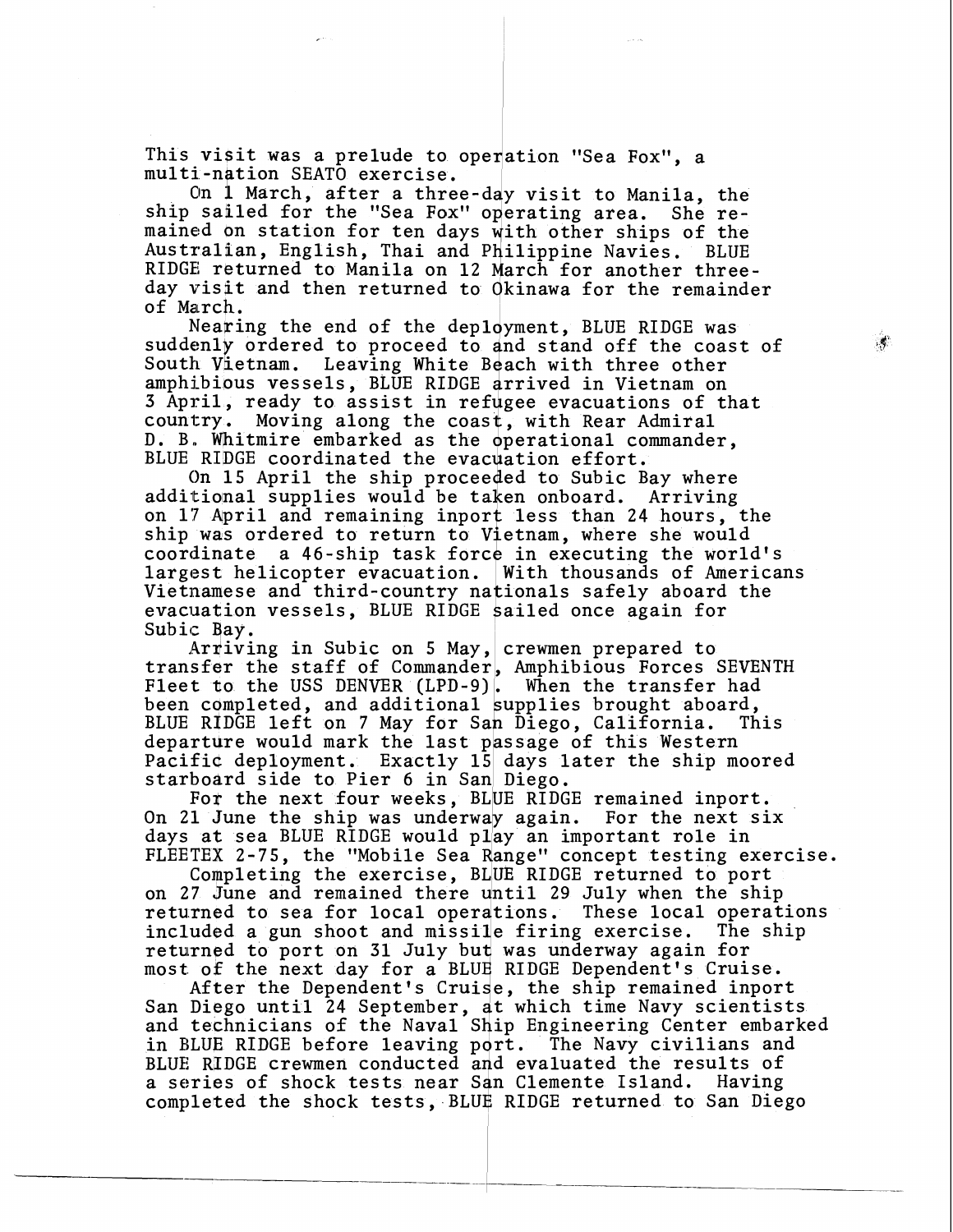This visit was a prelude to operation "Sea Fox", a multi-nation SEATO exercise.

On 1 March, after a three-day visit to Manila, the ship sailed for the "Sea Fox" operating area. She remained on station for ten days with other ships of the Australian, English, Thai and Philippine Navies. BLUE RIDGE returned to Manila on 12 March for another three-day visit and then returned to Okinawa for the remainder of March.

Nearing the end of the deployment, BLUE RIDGE was suddenly ordered to proceed to and stand off the coast of South Vietnam. Leaving White Beach with three other amphibious vessels, BLUE RIDGE arrived in Vietnam on 3 April, ready to assist in refugee evacuations of that country. Moving along the coast, with Rear Admiral D. B. Whitmire embarked as the operational commander, BLUE RIDGE coordinated the evacuation effort.

On 15 April the ship proceeded to Subic Bay where additional supplies would be taken onboard. Arriving on 17 April and remaining inport less than 24 hours, the ship was ordered to return to Vietnam, where she would coordinate a 46-ship task force in executing the world's largest helicopter evacuation. With thousands of Americans Vietnamese and third-country nationals safely aboard the evacuation vessels, BLUE RIDGE sailed once again for Subic Bay.

Arriving in Subic on 5 May, crewmen prepared to transfer the staff of Commander, Amphibious Forces SEVENTH Fleet to the USS DENVER (LPD-9). When the transfer had been completed, and additional supplies brought aboard, BLUE RIDGE left on 7 May for San Diego, California. This departure would mark the last passage of this Western Pacific deployment. Exactly 15 days later the ship moored starboard side to Pier 6 in San Diego.

For the next four weeks, BLUE RIDGE remained inport. On 21 June the ship was underway again. For the next six days at sea BLUE RIDGE would play an important role in FLEETEX 2-75, the "Mobile Sea Range" concept testing exercise.

Completing the exercise, BLUE RIDGE returned to port on 27 June and remained there until 29 July when the ship returned to sea for local operations. These local operations included a gun shoot and missile firing exercise. The ship returned to port on 31 July but was underway again for most of the next day for a BLUE RIDGE Dependent's Cruise.

After the Dependent's Cruise, the ship remained inport San Diego until 24 September, at which time Navy scientists and technicians of the Naval Ship Engineering Center embarked in BLUE RIDGE before leaving port. The Navy civilians and BLUE RIDGE crewmen conducted and evaluated the results of a series of shock tests near San Clemente Island. Having completed the shock tests, BLUE RIDGE returned to San Diego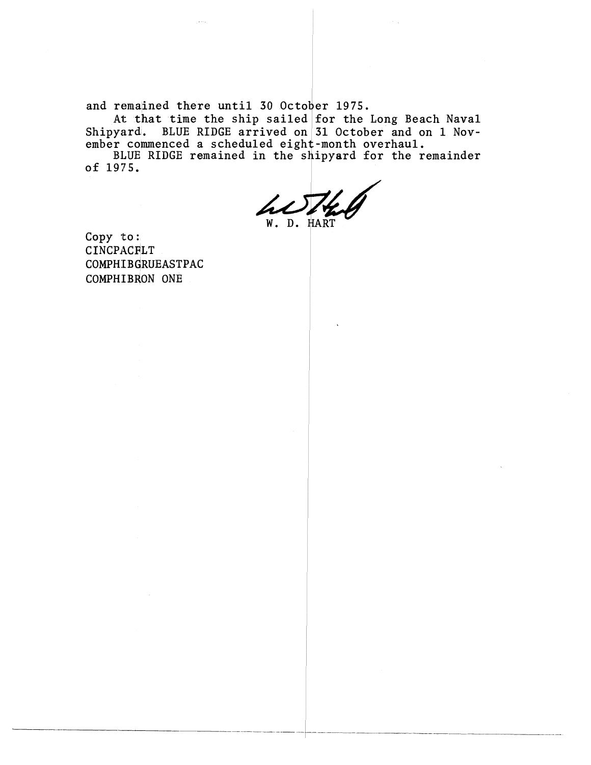and remained there until 30 October 1975.

At that time the ship sailed for the Long Beach Naval Shipyard. BLUE RIDGE arrived on 31 October and on 1 November commenced a scheduled eight-month overhaul.

BLUE RIDGE remained in the shipyard for the remainder of 1975.

W. D. HART

Copy to:
CINCPACFLT
COMPHIBGRUEASTPAC
COMPHIBRON ONE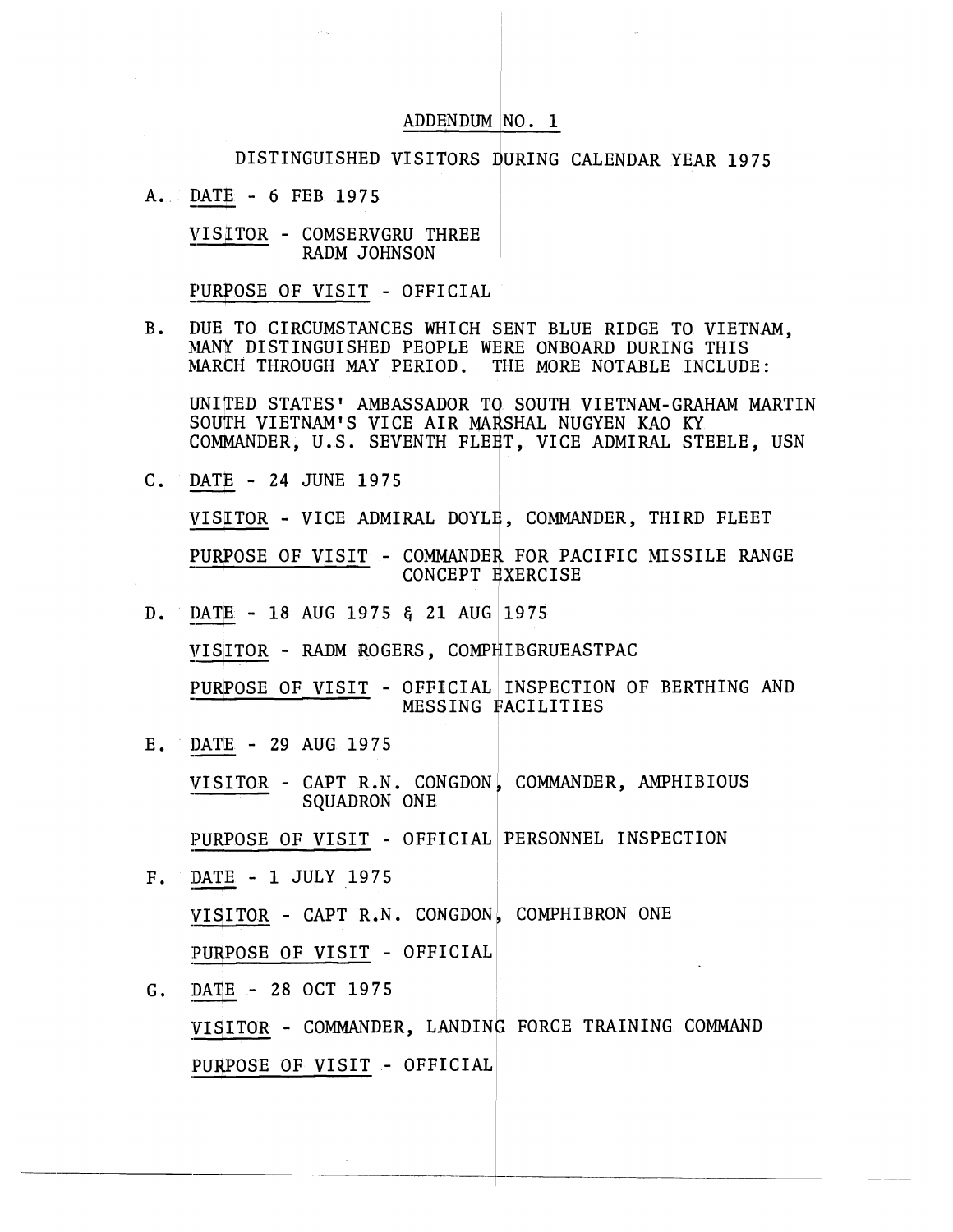# ADDENDUM NO. 1

## DISTINGUISHED VISITORS DURING CALENDAR YEAR 1975

A. DATE - 6 FEB 1975

VISITOR - COMSERVGRU THREE
RADM JOHNSON

PURPOSE OF VISIT - OFFICIAL

B. DUE TO CIRCUMSTANCES WHICH SENT BLUE RIDGE TO VIETNAM, MANY DISTINGUISHED PEOPLE WERE ONBOARD DURING THIS MARCH THROUGH MAY PERIOD. THE MORE NOTABLE INCLUDE:

UNITED STATES' AMBASSADOR TO SOUTH VIETNAM-GRAHAM MARTIN
SOUTH VIETNAM'S VICE AIR MARSHAL NUGYEN KAO KY
COMMANDER, U.S. SEVENTH FLEET, VICE ADMIRAL STEELE, USN

C. DATE - 24 JUNE 1975

VISITOR - VICE ADMIRAL DOYLE, COMMANDER, THIRD FLEET

PURPOSE OF VISIT - COMMANDER FOR PACIFIC MISSILE RANGE CONCEPT EXERCISE

D. DATE - 18 AUG 1975 & 21 AUG 1975

VISITOR - RADM ROGERS, COMPHIBGRUEASTPAC

PURPOSE OF VISIT - OFFICIAL INSPECTION OF BERTHING AND MESSING FACILITIES

E. DATE - 29 AUG 1975

VISITOR - CAPT R.N. CONGDON, COMMANDER, AMPHIBIOUS SQUADRON ONE

PURPOSE OF VISIT - OFFICIAL PERSONNEL INSPECTION

F. DATE - 1 JULY 1975

VISITOR - CAPT R.N. CONGDON, COMPHIBRON ONE

PURPOSE OF VISIT - OFFICIAL

G. DATE - 28 OCT 1975

VISITOR - COMMANDER, LANDING FORCE TRAINING COMMAND

PURPOSE OF VISIT - OFFICIAL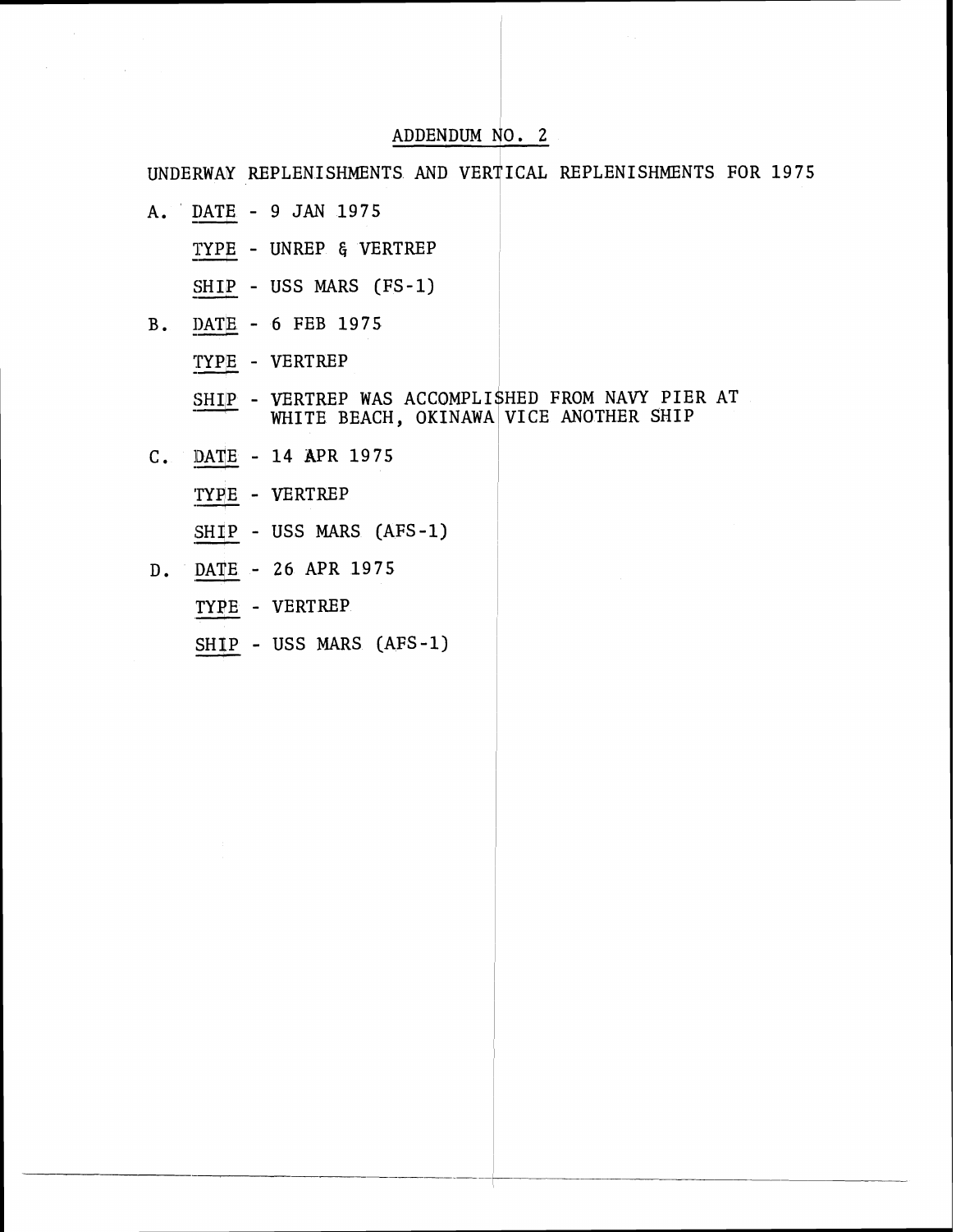## ADDENDUM NO. 2

UNDERWAY REPLENISHMENTS AND VERTICAL REPLENISHMENTS FOR 1975

A. DATE - 9 JAN 1975

   TYPE - UNREP & VERTREP

   SHIP - USS MARS (FS-1)

B. DATE - 6 FEB 1975

   TYPE - VERTREP

   SHIP - VERTREP WAS ACCOMPLISHED FROM NAVY PIER AT WHITE BEACH, OKINAWA VICE ANOTHER SHIP

C. DATE - 14 APR 1975

   TYPE - VERTREP

   SHIP - USS MARS (AFS-1)

D. DATE - 26 APR 1975

   TYPE - VERTREP

   SHIP - USS MARS (AFS-1)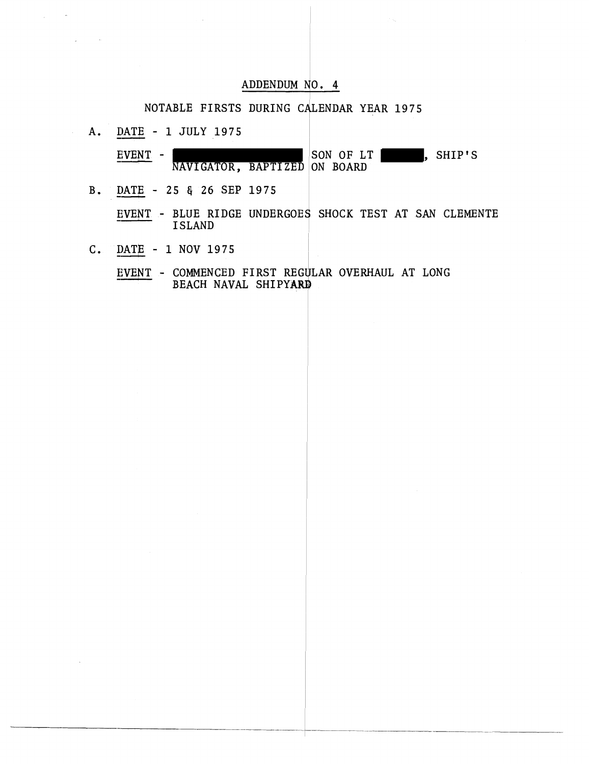## ADDENDUM NO. 4

### NOTABLE FIRSTS DURING CALENDAR YEAR 1975

A. DATE - 1 JULY 1975

EVENT - [REDACTED] SON OF LT [REDACTED], SHIP'S NAVIGATOR, BAPTIZED ON BOARD

B. DATE - 25 & 26 SEP 1975

EVENT - BLUE RIDGE UNDERGOES SHOCK TEST AT SAN CLEMENTE ISLAND

C. DATE - 1 NOV 1975

EVENT - COMMENCED FIRST REGULAR OVERHAUL AT LONG BEACH NAVAL SHIPYARD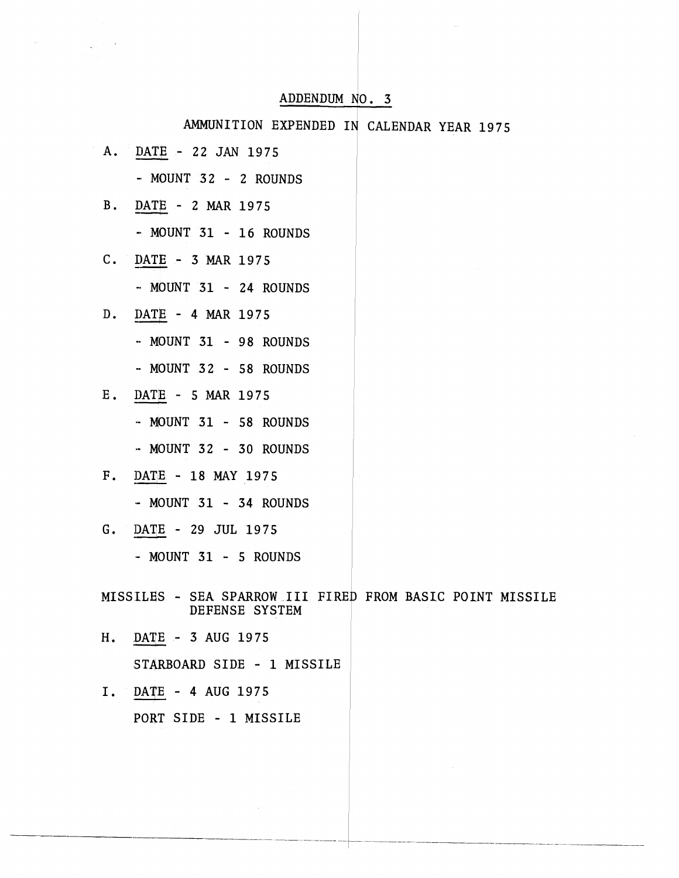## ADDENDUM NO. 3

### AMMUNITION EXPENDED IN CALENDAR YEAR 1975

A. DATE - 22 JAN 1975

- MOUNT 32 - 2 ROUNDS

B. DATE - 2 MAR 1975

- MOUNT 31 - 16 ROUNDS

C. DATE - 3 MAR 1975

- MOUNT 31 - 24 ROUNDS

D. DATE - 4 MAR 1975

- MOUNT 31 - 98 ROUNDS
- MOUNT 32 - 58 ROUNDS

E. DATE - 5 MAR 1975

- MOUNT 31 - 58 ROUNDS
- MOUNT 32 - 30 ROUNDS

F. DATE - 18 MAY 1975

- MOUNT 31 - 34 ROUNDS

G. DATE - 29 JUL 1975

- MOUNT 31 - 5 ROUNDS

MISSILES - SEA SPARROW III FIRED FROM BASIC POINT MISSILE DEFENSE SYSTEM

H. DATE - 3 AUG 1975

STARBOARD SIDE - 1 MISSILE

I. DATE - 4 AUG 1975

PORT SIDE - 1 MISSILE